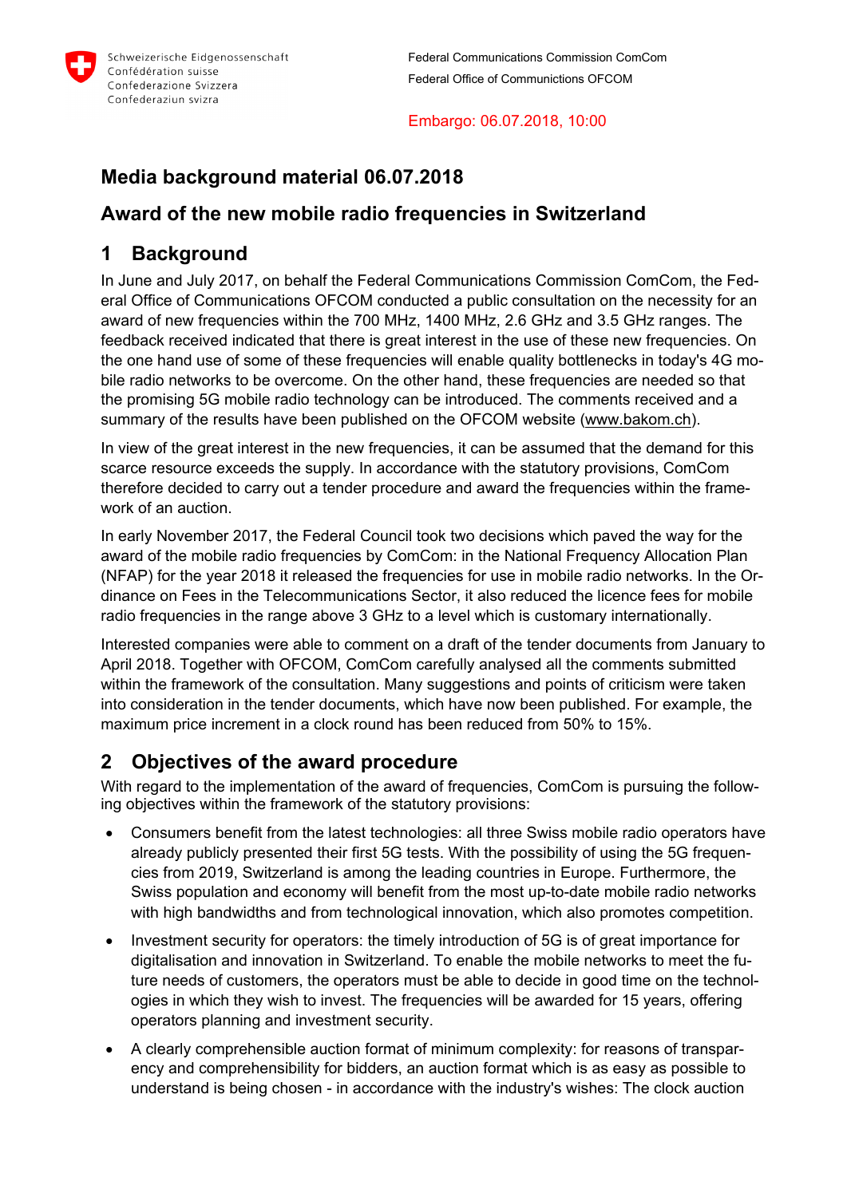Schweizerische Eidgenossenschaft
Confédération suisse
Confederazione Svizzera
Confederaziun svizra

Federal Communications Commission ComCom
Federal Office of Communictions OFCOM

Embargo: 06.07.2018, 10:00

# Media background material 06.07.2018

## Award of the new mobile radio frequencies in Switzerland

## 1 Background

In June and July 2017, on behalf the Federal Communications Commission ComCom, the Federal Office of Communications OFCOM conducted a public consultation on the necessity for an award of new frequencies within the 700 MHz, 1400 MHz, 2.6 GHz and 3.5 GHz ranges. The feedback received indicated that there is great interest in the use of these new frequencies. On the one hand use of some of these frequencies will enable quality bottlenecks in today's 4G mobile radio networks to be overcome. On the other hand, these frequencies are needed so that the promising 5G mobile radio technology can be introduced. The comments received and a summary of the results have been published on the OFCOM website (www.bakom.ch).

In view of the great interest in the new frequencies, it can be assumed that the demand for this scarce resource exceeds the supply. In accordance with the statutory provisions, ComCom therefore decided to carry out a tender procedure and award the frequencies within the framework of an auction.

In early November 2017, the Federal Council took two decisions which paved the way for the award of the mobile radio frequencies by ComCom: in the National Frequency Allocation Plan (NFAP) for the year 2018 it released the frequencies for use in mobile radio networks. In the Ordinance on Fees in the Telecommunications Sector, it also reduced the licence fees for mobile radio frequencies in the range above 3 GHz to a level which is customary internationally.

Interested companies were able to comment on a draft of the tender documents from January to April 2018. Together with OFCOM, ComCom carefully analysed all the comments submitted within the framework of the consultation. Many suggestions and points of criticism were taken into consideration in the tender documents, which have now been published. For example, the maximum price increment in a clock round has been reduced from 50% to 15%.

## 2 Objectives of the award procedure

With regard to the implementation of the award of frequencies, ComCom is pursuing the following objectives within the framework of the statutory provisions:

- Consumers benefit from the latest technologies: all three Swiss mobile radio operators have already publicly presented their first 5G tests. With the possibility of using the 5G frequencies from 2019, Switzerland is among the leading countries in Europe. Furthermore, the Swiss population and economy will benefit from the most up-to-date mobile radio networks with high bandwidths and from technological innovation, which also promotes competition.
- Investment security for operators: the timely introduction of 5G is of great importance for digitalisation and innovation in Switzerland. To enable the mobile networks to meet the future needs of customers, the operators must be able to decide in good time on the technologies in which they wish to invest. The frequencies will be awarded for 15 years, offering operators planning and investment security.
- A clearly comprehensible auction format of minimum complexity: for reasons of transparency and comprehensibility for bidders, an auction format which is as easy as possible to understand is being chosen - in accordance with the industry's wishes: The clock auction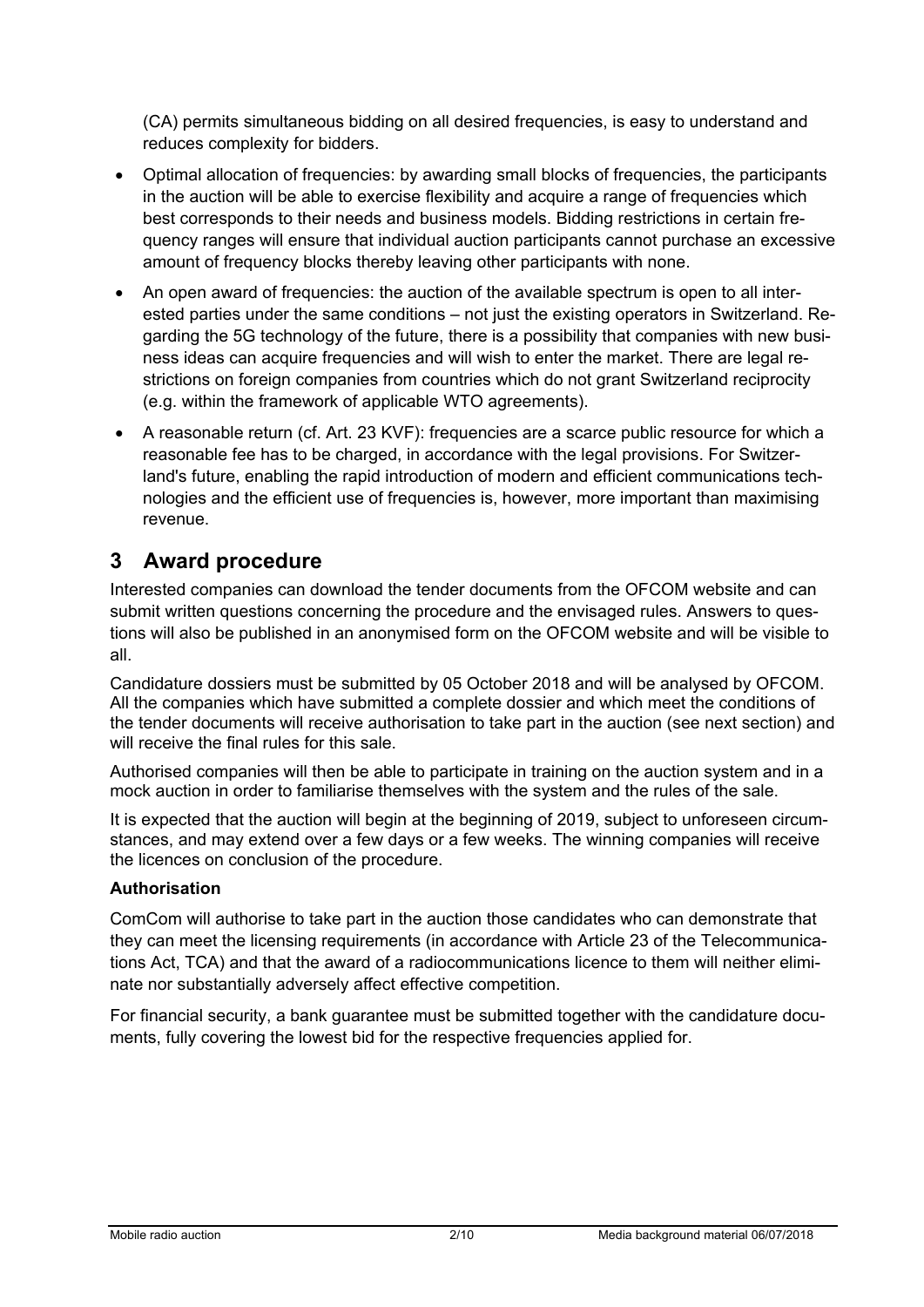(CA) permits simultaneous bidding on all desired frequencies, is easy to understand and reduces complexity for bidders.

- Optimal allocation of frequencies: by awarding small blocks of frequencies, the participants in the auction will be able to exercise flexibility and acquire a range of frequencies which best corresponds to their needs and business models. Bidding restrictions in certain frequency ranges will ensure that individual auction participants cannot purchase an excessive amount of frequency blocks thereby leaving other participants with none.
- An open award of frequencies: the auction of the available spectrum is open to all interested parties under the same conditions – not just the existing operators in Switzerland. Regarding the 5G technology of the future, there is a possibility that companies with new business ideas can acquire frequencies and will wish to enter the market. There are legal restrictions on foreign companies from countries which do not grant Switzerland reciprocity (e.g. within the framework of applicable WTO agreements).
- A reasonable return (cf. Art. 23 KVF): frequencies are a scarce public resource for which a reasonable fee has to be charged, in accordance with the legal provisions. For Switzerland's future, enabling the rapid introduction of modern and efficient communications technologies and the efficient use of frequencies is, however, more important than maximising revenue.

## 3 Award procedure

Interested companies can download the tender documents from the OFCOM website and can submit written questions concerning the procedure and the envisaged rules. Answers to questions will also be published in an anonymised form on the OFCOM website and will be visible to all.

Candidature dossiers must be submitted by 05 October 2018 and will be analysed by OFCOM. All the companies which have submitted a complete dossier and which meet the conditions of the tender documents will receive authorisation to take part in the auction (see next section) and will receive the final rules for this sale.

Authorised companies will then be able to participate in training on the auction system and in a mock auction in order to familiarise themselves with the system and the rules of the sale.

It is expected that the auction will begin at the beginning of 2019, subject to unforeseen circumstances, and may extend over a few days or a few weeks. The winning companies will receive the licences on conclusion of the procedure.

**Authorisation**

ComCom will authorise to take part in the auction those candidates who can demonstrate that they can meet the licensing requirements (in accordance with Article 23 of the Telecommunications Act, TCA) and that the award of a radiocommunications licence to them will neither eliminate nor substantially adversely affect effective competition.

For financial security, a bank guarantee must be submitted together with the candidature documents, fully covering the lowest bid for the respective frequencies applied for.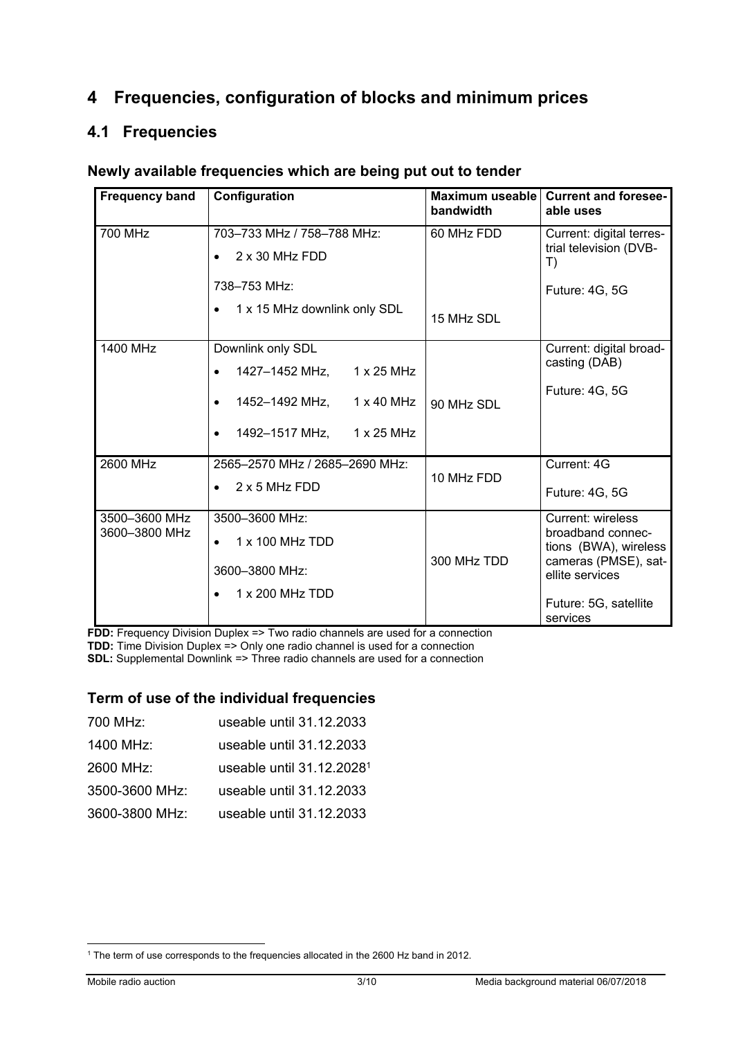# 4 Frequencies, configuration of blocks and minimum prices

## 4.1 Frequencies

### Newly available frequencies which are being put out to tender

| Frequency band | Configuration | Maximum useable bandwidth | Current and foreseeable uses |
|---|---|---|---|
| 700 MHz | 703–733 MHz / 758–788 MHz:<br>• 2 x 30 MHz FDD<br>738–753 MHz:<br>• 1 x 15 MHz downlink only SDL | 60 MHz FDD<br><br>15 MHz SDL | Current: digital terrestrial television (DVB-T)<br><br>Future: 4G, 5G |
| 1400 MHz | Downlink only SDL<br>• 1427–1452 MHz, 1 x 25 MHz<br>• 1452–1492 MHz, 1 x 40 MHz<br>• 1492–1517 MHz, 1 x 25 MHz | 90 MHz SDL | Current: digital broadcasting (DAB)<br><br>Future: 4G, 5G |
| 2600 MHz | 2565–2570 MHz / 2685–2690 MHz:<br>• 2 x 5 MHz FDD | 10 MHz FDD | Current: 4G<br><br>Future: 4G, 5G |
| 3500–3600 MHz<br>3600–3800 MHz | 3500–3600 MHz:<br>• 1 x 100 MHz TDD<br>3600–3800 MHz:<br>• 1 x 200 MHz TDD | 300 MHz TDD | Current: wireless broadband connections (BWA), wireless cameras (PMSE), satellite services<br><br>Future: 5G, satellite services |

**FDD:** Frequency Division Duplex => Two radio channels are used for a connection
**TDD:** Time Division Duplex => Only one radio channel is used for a connection
**SDL:** Supplemental Downlink => Three radio channels are used for a connection

### Term of use of the individual frequencies

700 MHz: useable until 31.12.2033
1400 MHz: useable until 31.12.2033
2600 MHz: useable until 31.12.2028[1]
3500-3600 MHz: useable until 31.12.2033
3600-3800 MHz: useable until 31.12.2033

[1] The term of use corresponds to the frequencies allocated in the 2600 Hz band in 2012.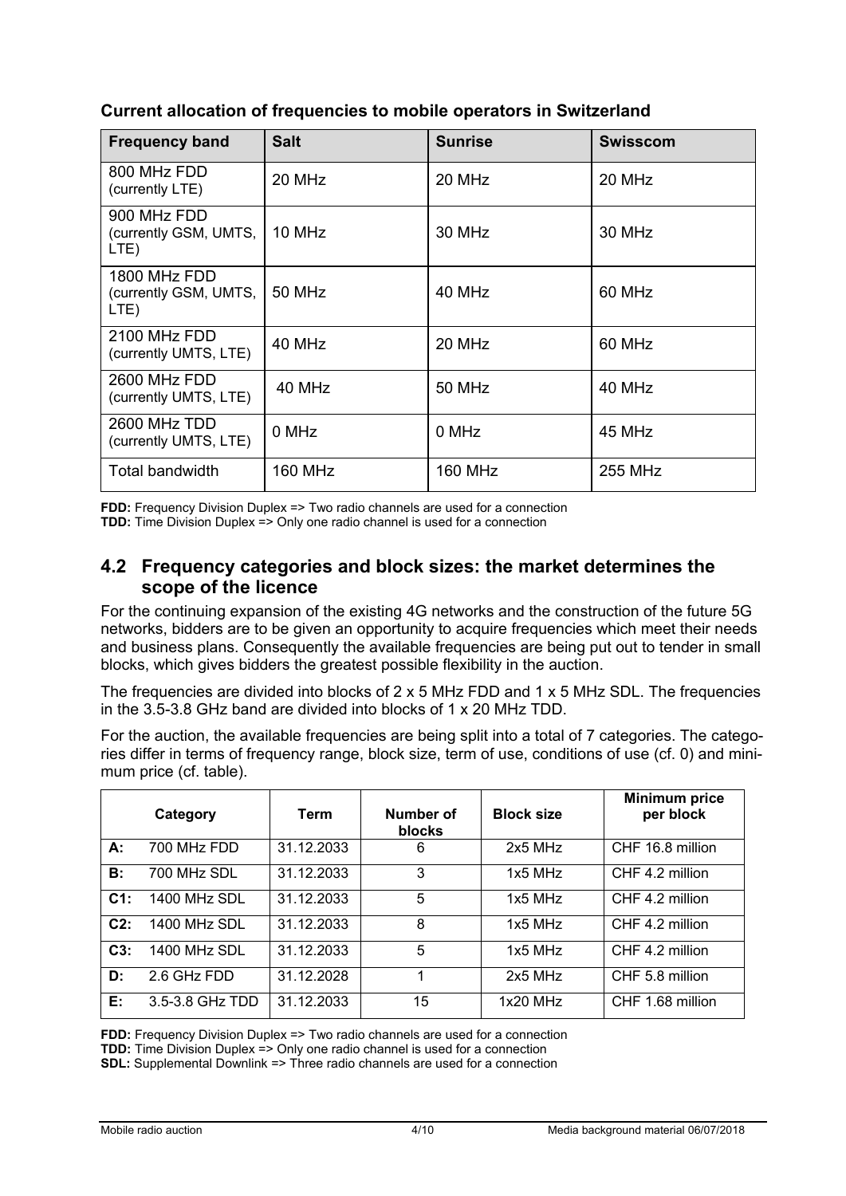**Current allocation of frequencies to mobile operators in Switzerland**

| Frequency band | Salt | Sunrise | Swisscom |
|---|---|---|---|
| 800 MHz FDD (currently LTE) | 20 MHz | 20 MHz | 20 MHz |
| 900 MHz FDD (currently GSM, UMTS, LTE) | 10 MHz | 30 MHz | 30 MHz |
| 1800 MHz FDD (currently GSM, UMTS, LTE) | 50 MHz | 40 MHz | 60 MHz |
| 2100 MHz FDD (currently UMTS, LTE) | 40 MHz | 20 MHz | 60 MHz |
| 2600 MHz FDD (currently UMTS, LTE) | 40 MHz | 50 MHz | 40 MHz |
| 2600 MHz TDD (currently UMTS, LTE) | 0 MHz | 0 MHz | 45 MHz |
| Total bandwidth | 160 MHz | 160 MHz | 255 MHz |

**FDD:** Frequency Division Duplex => Two radio channels are used for a connection
**TDD:** Time Division Duplex => Only one radio channel is used for a connection

## 4.2 Frequency categories and block sizes: the market determines the scope of the licence

For the continuing expansion of the existing 4G networks and the construction of the future 5G networks, bidders are to be given an opportunity to acquire frequencies which meet their needs and business plans. Consequently the available frequencies are being put out to tender in small blocks, which gives bidders the greatest possible flexibility in the auction.

The frequencies are divided into blocks of 2 x 5 MHz FDD and 1 x 5 MHz SDL. The frequencies in the 3.5-3.8 GHz band are divided into blocks of 1 x 20 MHz TDD.

For the auction, the available frequencies are being split into a total of 7 categories. The categories differ in terms of frequency range, block size, term of use, conditions of use (cf. 0) and minimum price (cf. table).

| Category | | Term | Number of blocks | Block size | Minimum price per block |
|---|---|---|---|---|---|
| **A:** | 700 MHz FDD | 31.12.2033 | 6 | 2x5 MHz | CHF 16.8 million |
| **B:** | 700 MHz SDL | 31.12.2033 | 3 | 1x5 MHz | CHF 4.2 million |
| **C1:** | 1400 MHz SDL | 31.12.2033 | 5 | 1x5 MHz | CHF 4.2 million |
| **C2:** | 1400 MHz SDL | 31.12.2033 | 8 | 1x5 MHz | CHF 4.2 million |
| **C3:** | 1400 MHz SDL | 31.12.2033 | 5 | 1x5 MHz | CHF 4.2 million |
| **D:** | 2.6 GHz FDD | 31.12.2028 | 1 | 2x5 MHz | CHF 5.8 million |
| **E:** | 3.5-3.8 GHz TDD | 31.12.2033 | 15 | 1x20 MHz | CHF 1.68 million |

**FDD:** Frequency Division Duplex => Two radio channels are used for a connection
**TDD:** Time Division Duplex => Only one radio channel is used for a connection
**SDL:** Supplemental Downlink => Three radio channels are used for a connection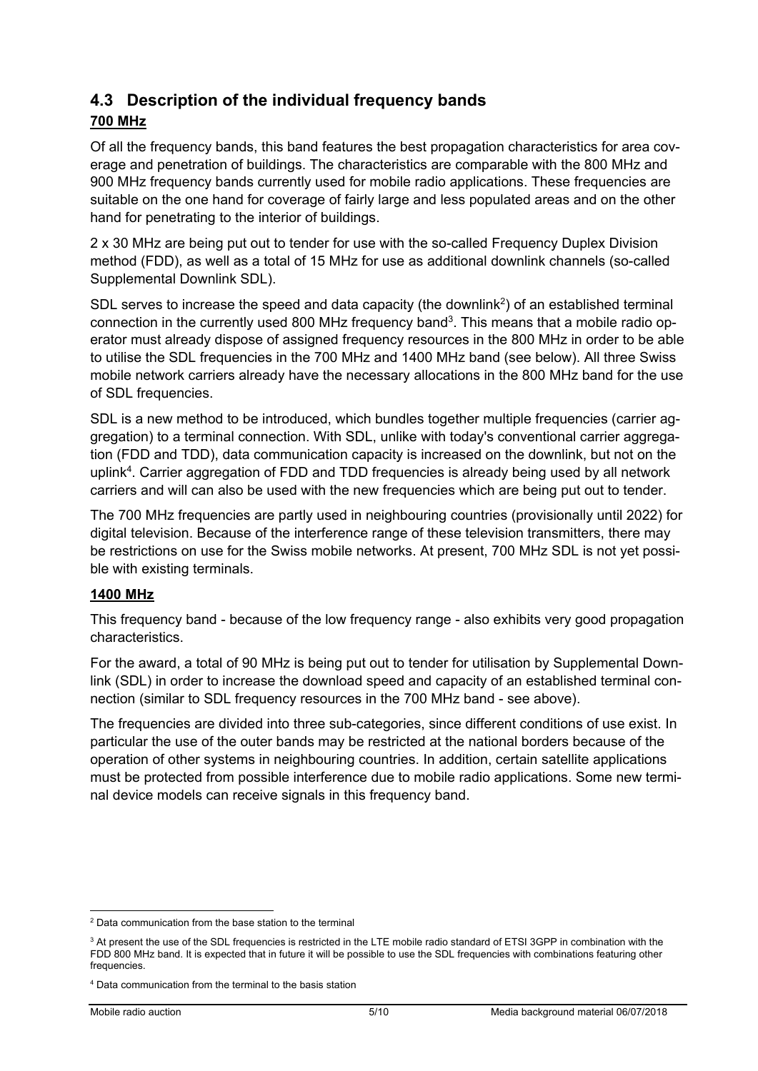## 4.3 Description of the individual frequency bands

**700 MHz**

Of all the frequency bands, this band features the best propagation characteristics for area coverage and penetration of buildings. The characteristics are comparable with the 800 MHz and 900 MHz frequency bands currently used for mobile radio applications. These frequencies are suitable on the one hand for coverage of fairly large and less populated areas and on the other hand for penetrating to the interior of buildings.

2 x 30 MHz are being put out to tender for use with the so-called Frequency Duplex Division method (FDD), as well as a total of 15 MHz for use as additional downlink channels (so-called Supplemental Downlink SDL).

SDL serves to increase the speed and data capacity (the downlink[2]) of an established terminal connection in the currently used 800 MHz frequency band[3]. This means that a mobile radio operator must already dispose of assigned frequency resources in the 800 MHz in order to be able to utilise the SDL frequencies in the 700 MHz and 1400 MHz band (see below). All three Swiss mobile network carriers already have the necessary allocations in the 800 MHz band for the use of SDL frequencies.

SDL is a new method to be introduced, which bundles together multiple frequencies (carrier aggregation) to a terminal connection. With SDL, unlike with today's conventional carrier aggregation (FDD and TDD), data communication capacity is increased on the downlink, but not on the uplink[4]. Carrier aggregation of FDD and TDD frequencies is already being used by all network carriers and will can also be used with the new frequencies which are being put out to tender.

The 700 MHz frequencies are partly used in neighbouring countries (provisionally until 2022) for digital television. Because of the interference range of these television transmitters, there may be restrictions on use for the Swiss mobile networks. At present, 700 MHz SDL is not yet possible with existing terminals.

**1400 MHz**

This frequency band - because of the low frequency range - also exhibits very good propagation characteristics.

For the award, a total of 90 MHz is being put out to tender for utilisation by Supplemental Downlink (SDL) in order to increase the download speed and capacity of an established terminal connection (similar to SDL frequency resources in the 700 MHz band - see above).

The frequencies are divided into three sub-categories, since different conditions of use exist. In particular the use of the outer bands may be restricted at the national borders because of the operation of other systems in neighbouring countries. In addition, certain satellite applications must be protected from possible interference due to mobile radio applications. Some new terminal device models can receive signals in this frequency band.

---

[2] Data communication from the base station to the terminal

[3] At present the use of the SDL frequencies is restricted in the LTE mobile radio standard of ETSI 3GPP in combination with the FDD 800 MHz band. It is expected that in future it will be possible to use the SDL frequencies with combinations featuring other frequencies.

[4] Data communication from the terminal to the basis station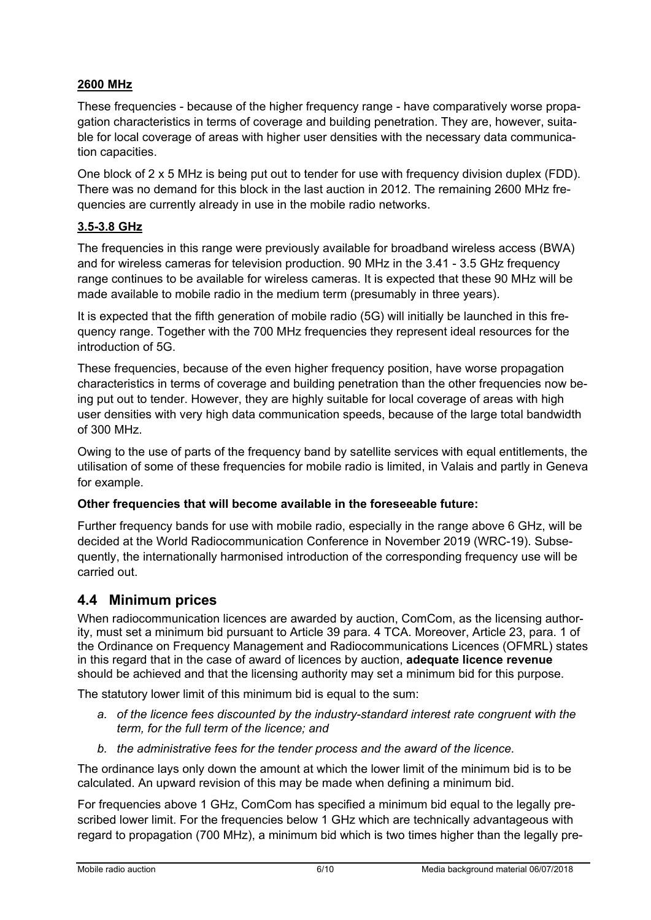**<u>2600 MHz</u>**

These frequencies - because of the higher frequency range - have comparatively worse propagation characteristics in terms of coverage and building penetration. They are, however, suitable for local coverage of areas with higher user densities with the necessary data communication capacities.

One block of 2 x 5 MHz is being put out to tender for use with frequency division duplex (FDD). There was no demand for this block in the last auction in 2012. The remaining 2600 MHz frequencies are currently already in use in the mobile radio networks.

**<u>3.5-3.8 GHz</u>**

The frequencies in this range were previously available for broadband wireless access (BWA) and for wireless cameras for television production. 90 MHz in the 3.41 - 3.5 GHz frequency range continues to be available for wireless cameras. It is expected that these 90 MHz will be made available to mobile radio in the medium term (presumably in three years).

It is expected that the fifth generation of mobile radio (5G) will initially be launched in this frequency range. Together with the 700 MHz frequencies they represent ideal resources for the introduction of 5G.

These frequencies, because of the even higher frequency position, have worse propagation characteristics in terms of coverage and building penetration than the other frequencies now being put out to tender. However, they are highly suitable for local coverage of areas with high user densities with very high data communication speeds, because of the large total bandwidth of 300 MHz.

Owing to the use of parts of the frequency band by satellite services with equal entitlements, the utilisation of some of these frequencies for mobile radio is limited, in Valais and partly in Geneva for example.

**Other frequencies that will become available in the foreseeable future:**

Further frequency bands for use with mobile radio, especially in the range above 6 GHz, will be decided at the World Radiocommunication Conference in November 2019 (WRC-19). Subsequently, the internationally harmonised introduction of the corresponding frequency use will be carried out.

## 4.4 Minimum prices

When radiocommunication licences are awarded by auction, ComCom, as the licensing authority, must set a minimum bid pursuant to Article 39 para. 4 TCA. Moreover, Article 23, para. 1 of the Ordinance on Frequency Management and Radiocommunications Licences (OFMRL) states in this regard that in the case of award of licences by auction, **adequate licence revenue** should be achieved and that the licensing authority may set a minimum bid for this purpose.

The statutory lower limit of this minimum bid is equal to the sum:

*a. of the licence fees discounted by the industry-standard interest rate congruent with the term, for the full term of the licence; and*

*b. the administrative fees for the tender process and the award of the licence.*

The ordinance lays only down the amount at which the lower limit of the minimum bid is to be calculated. An upward revision of this may be made when defining a minimum bid.

For frequencies above 1 GHz, ComCom has specified a minimum bid equal to the legally prescribed lower limit. For the frequencies below 1 GHz which are technically advantageous with regard to propagation (700 MHz), a minimum bid which is two times higher than the legally pre-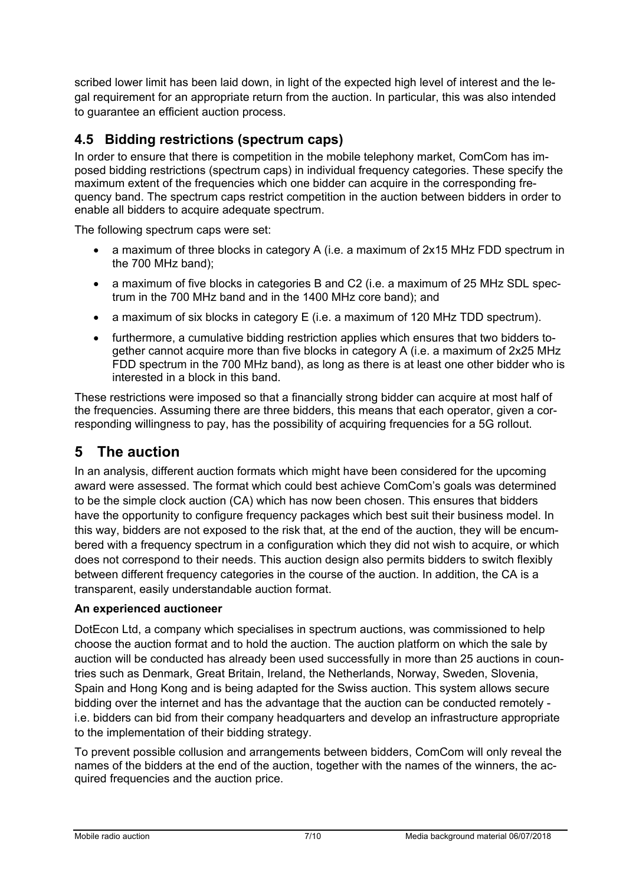scribed lower limit has been laid down, in light of the expected high level of interest and the legal requirement for an appropriate return from the auction. In particular, this was also intended to guarantee an efficient auction process.

## 4.5 Bidding restrictions (spectrum caps)

In order to ensure that there is competition in the mobile telephony market, ComCom has imposed bidding restrictions (spectrum caps) in individual frequency categories. These specify the maximum extent of the frequencies which one bidder can acquire in the corresponding frequency band. The spectrum caps restrict competition in the auction between bidders in order to enable all bidders to acquire adequate spectrum.

The following spectrum caps were set:

- a maximum of three blocks in category A (i.e. a maximum of 2x15 MHz FDD spectrum in the 700 MHz band);
- a maximum of five blocks in categories B and C2 (i.e. a maximum of 25 MHz SDL spectrum in the 700 MHz band and in the 1400 MHz core band); and
- a maximum of six blocks in category E (i.e. a maximum of 120 MHz TDD spectrum).
- furthermore, a cumulative bidding restriction applies which ensures that two bidders together cannot acquire more than five blocks in category A (i.e. a maximum of 2x25 MHz FDD spectrum in the 700 MHz band), as long as there is at least one other bidder who is interested in a block in this band.

These restrictions were imposed so that a financially strong bidder can acquire at most half of the frequencies. Assuming there are three bidders, this means that each operator, given a corresponding willingness to pay, has the possibility of acquiring frequencies for a 5G rollout.

# 5 The auction

In an analysis, different auction formats which might have been considered for the upcoming award were assessed. The format which could best achieve ComCom's goals was determined to be the simple clock auction (CA) which has now been chosen. This ensures that bidders have the opportunity to configure frequency packages which best suit their business model. In this way, bidders are not exposed to the risk that, at the end of the auction, they will be encumbered with a frequency spectrum in a configuration which they did not wish to acquire, or which does not correspond to their needs. This auction design also permits bidders to switch flexibly between different frequency categories in the course of the auction. In addition, the CA is a transparent, easily understandable auction format.

**An experienced auctioneer**

DotEcon Ltd, a company which specialises in spectrum auctions, was commissioned to help choose the auction format and to hold the auction. The auction platform on which the sale by auction will be conducted has already been used successfully in more than 25 auctions in countries such as Denmark, Great Britain, Ireland, the Netherlands, Norway, Sweden, Slovenia, Spain and Hong Kong and is being adapted for the Swiss auction. This system allows secure bidding over the internet and has the advantage that the auction can be conducted remotely - i.e. bidders can bid from their company headquarters and develop an infrastructure appropriate to the implementation of their bidding strategy.

To prevent possible collusion and arrangements between bidders, ComCom will only reveal the names of the bidders at the end of the auction, together with the names of the winners, the acquired frequencies and the auction price.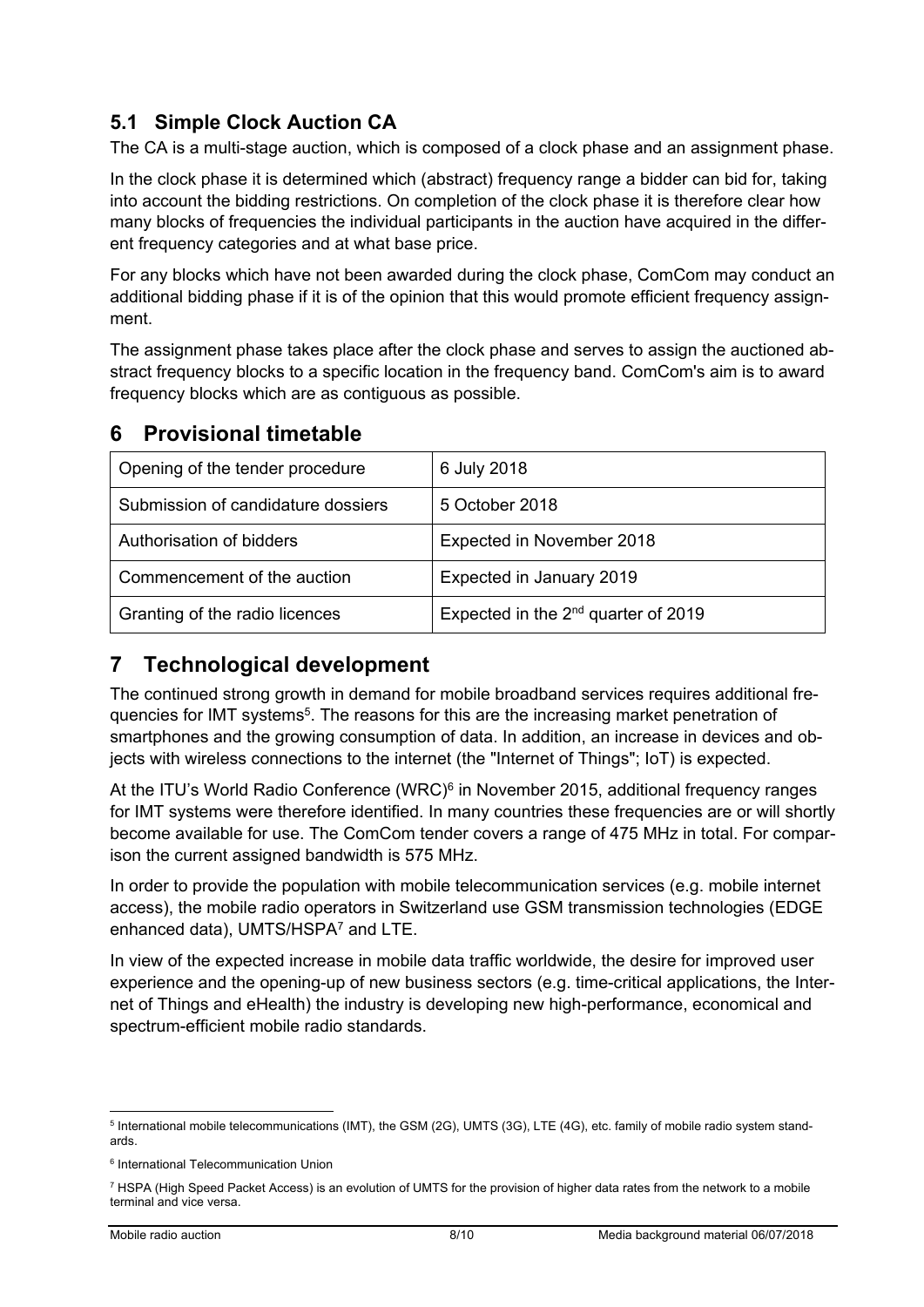## 5.1 Simple Clock Auction CA

The CA is a multi-stage auction, which is composed of a clock phase and an assignment phase.

In the clock phase it is determined which (abstract) frequency range a bidder can bid for, taking into account the bidding restrictions. On completion of the clock phase it is therefore clear how many blocks of frequencies the individual participants in the auction have acquired in the different frequency categories and at what base price.

For any blocks which have not been awarded during the clock phase, ComCom may conduct an additional bidding phase if it is of the opinion that this would promote efficient frequency assignment.

The assignment phase takes place after the clock phase and serves to assign the auctioned abstract frequency blocks to a specific location in the frequency band. ComCom's aim is to award frequency blocks which are as contiguous as possible.

# 6 Provisional timetable

| Opening of the tender procedure | 6 July 2018 |
| --- | --- |
| Submission of candidature dossiers | 5 October 2018 |
| Authorisation of bidders | Expected in November 2018 |
| Commencement of the auction | Expected in January 2019 |
| Granting of the radio licences | Expected in the 2nd quarter of 2019 |

# 7 Technological development

The continued strong growth in demand for mobile broadband services requires additional frequencies for IMT systems[5]. The reasons for this are the increasing market penetration of smartphones and the growing consumption of data. In addition, an increase in devices and objects with wireless connections to the internet (the "Internet of Things"; IoT) is expected.

At the ITU's World Radio Conference (WRC)[6] in November 2015, additional frequency ranges for IMT systems were therefore identified. In many countries these frequencies are or will shortly become available for use. The ComCom tender covers a range of 475 MHz in total. For comparison the current assigned bandwidth is 575 MHz.

In order to provide the population with mobile telecommunication services (e.g. mobile internet access), the mobile radio operators in Switzerland use GSM transmission technologies (EDGE enhanced data), UMTS/HSPA[7] and LTE.

In view of the expected increase in mobile data traffic worldwide, the desire for improved user experience and the opening-up of new business sectors (e.g. time-critical applications, the Internet of Things and eHealth) the industry is developing new high-performance, economical and spectrum-efficient mobile radio standards.

---

[5] International mobile telecommunications (IMT), the GSM (2G), UMTS (3G), LTE (4G), etc. family of mobile radio system standards.

[6] International Telecommunication Union

[7] HSPA (High Speed Packet Access) is an evolution of UMTS for the provision of higher data rates from the network to a mobile terminal and vice versa.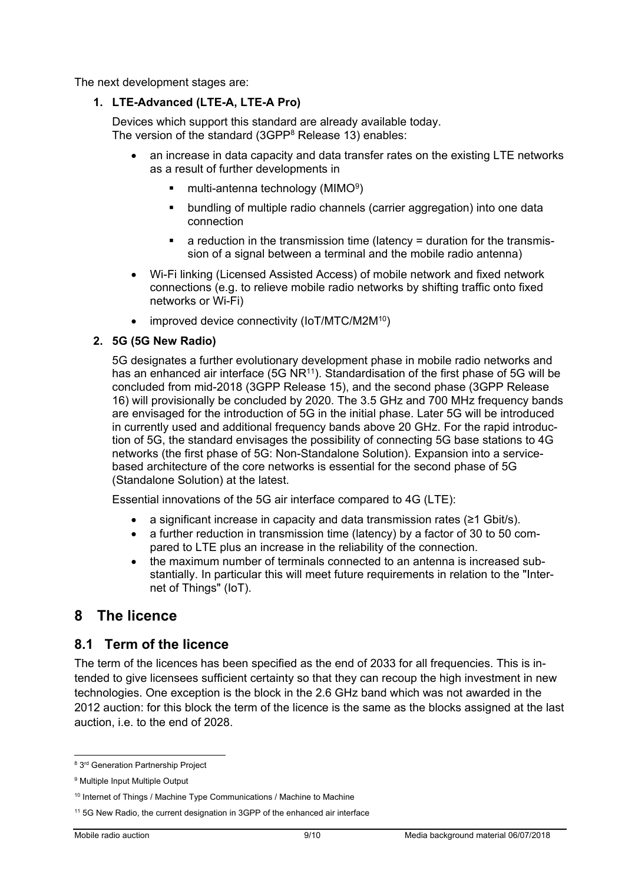The next development stages are:

1. **LTE-Advanced (LTE-A, LTE-A Pro)**

   Devices which support this standard are already available today.
   The version of the standard (3GPP[8] Release 13) enables:

   - an increase in data capacity and data transfer rates on the existing LTE networks as a result of further developments in
     - multi-antenna technology (MIMO[9])
     - bundling of multiple radio channels (carrier aggregation) into one data connection
     - a reduction in the transmission time (latency = duration for the transmission of a signal between a terminal and the mobile radio antenna)
   - Wi-Fi linking (Licensed Assisted Access) of mobile network and fixed network connections (e.g. to relieve mobile radio networks by shifting traffic onto fixed networks or Wi-Fi)
   - improved device connectivity (IoT/MTC/M2M[10])

2. **5G (5G New Radio)**

   5G designates a further evolutionary development phase in mobile radio networks and has an enhanced air interface (5G NR[11]). Standardisation of the first phase of 5G will be concluded from mid-2018 (3GPP Release 15), and the second phase (3GPP Release 16) will provisionally be concluded by 2020. The 3.5 GHz and 700 MHz frequency bands are envisaged for the introduction of 5G in the initial phase. Later 5G will be introduced in currently used and additional frequency bands above 20 GHz. For the rapid introduction of 5G, the standard envisages the possibility of connecting 5G base stations to 4G networks (the first phase of 5G: Non-Standalone Solution). Expansion into a service-based architecture of the core networks is essential for the second phase of 5G (Standalone Solution) at the latest.

   Essential innovations of the 5G air interface compared to 4G (LTE):

   - a significant increase in capacity and data transmission rates (≥1 Gbit/s).
   - a further reduction in transmission time (latency) by a factor of 30 to 50 compared to LTE plus an increase in the reliability of the connection.
   - the maximum number of terminals connected to an antenna is increased substantially. In particular this will meet future requirements in relation to the "Internet of Things" (IoT).

# 8 The licence

## 8.1 Term of the licence

The term of the licences has been specified as the end of 2033 for all frequencies. This is intended to give licensees sufficient certainty so that they can recoup the high investment in new technologies. One exception is the block in the 2.6 GHz band which was not awarded in the 2012 auction: for this block the term of the licence is the same as the blocks assigned at the last auction, i.e. to the end of 2028.

---

[8] 3rd Generation Partnership Project

[9] Multiple Input Multiple Output

[10] Internet of Things / Machine Type Communications / Machine to Machine

[11] 5G New Radio, the current designation in 3GPP of the enhanced air interface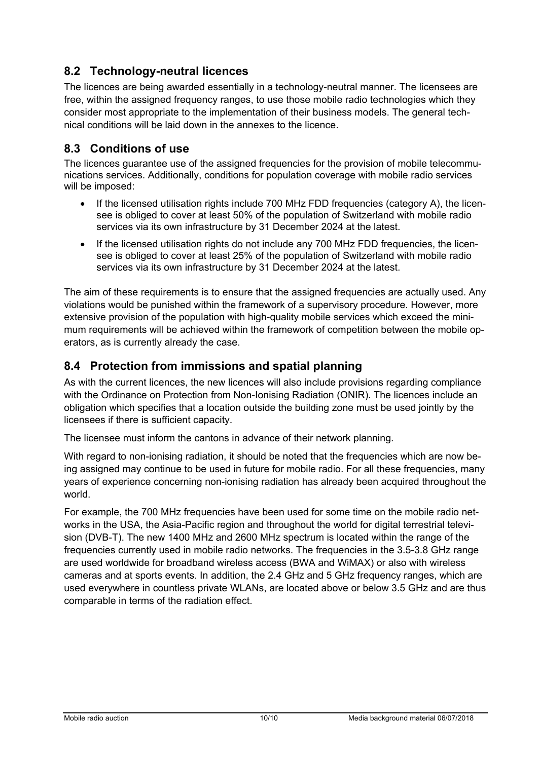## 8.2 Technology-neutral licences

The licences are being awarded essentially in a technology-neutral manner. The licensees are free, within the assigned frequency ranges, to use those mobile radio technologies which they consider most appropriate to the implementation of their business models. The general technical conditions will be laid down in the annexes to the licence.

## 8.3 Conditions of use

The licences guarantee use of the assigned frequencies for the provision of mobile telecommunications services. Additionally, conditions for population coverage with mobile radio services will be imposed:

- If the licensed utilisation rights include 700 MHz FDD frequencies (category A), the licensee is obliged to cover at least 50% of the population of Switzerland with mobile radio services via its own infrastructure by 31 December 2024 at the latest.
- If the licensed utilisation rights do not include any 700 MHz FDD frequencies, the licensee is obliged to cover at least 25% of the population of Switzerland with mobile radio services via its own infrastructure by 31 December 2024 at the latest.

The aim of these requirements is to ensure that the assigned frequencies are actually used. Any violations would be punished within the framework of a supervisory procedure. However, more extensive provision of the population with high-quality mobile services which exceed the minimum requirements will be achieved within the framework of competition between the mobile operators, as is currently already the case.

## 8.4 Protection from immissions and spatial planning

As with the current licences, the new licences will also include provisions regarding compliance with the Ordinance on Protection from Non-Ionising Radiation (ONIR). The licences include an obligation which specifies that a location outside the building zone must be used jointly by the licensees if there is sufficient capacity.

The licensee must inform the cantons in advance of their network planning.

With regard to non-ionising radiation, it should be noted that the frequencies which are now being assigned may continue to be used in future for mobile radio. For all these frequencies, many years of experience concerning non-ionising radiation has already been acquired throughout the world.

For example, the 700 MHz frequencies have been used for some time on the mobile radio networks in the USA, the Asia-Pacific region and throughout the world for digital terrestrial television (DVB-T). The new 1400 MHz and 2600 MHz spectrum is located within the range of the frequencies currently used in mobile radio networks. The frequencies in the 3.5-3.8 GHz range are used worldwide for broadband wireless access (BWA and WiMAX) or also with wireless cameras and at sports events. In addition, the 2.4 GHz and 5 GHz frequency ranges, which are used everywhere in countless private WLANs, are located above or below 3.5 GHz and are thus comparable in terms of the radiation effect.